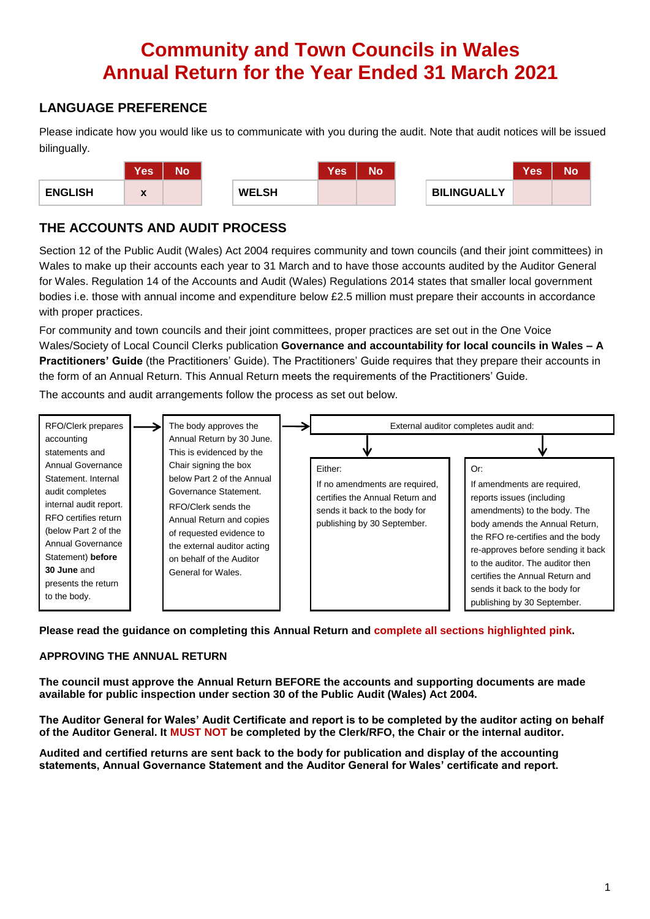# Community and Town Councils in Wales
# Annual Return for the Year Ended 31 March 2021

## LANGUAGE PREFERENCE

Please indicate how you would like us to communicate with you during the audit. Note that audit notices will be issued bilingually.

| | Yes | No |
|---|---|---|
| ENGLISH | x | |
| WELSH | | |
| BILINGUALLY | | |

## THE ACCOUNTS AND AUDIT PROCESS

Section 12 of the Public Audit (Wales) Act 2004 requires community and town councils (and their joint committees) in Wales to make up their accounts each year to 31 March and to have those accounts audited by the Auditor General for Wales. Regulation 14 of the Accounts and Audit (Wales) Regulations 2014 states that smaller local government bodies i.e. those with annual income and expenditure below £2.5 million must prepare their accounts in accordance with proper practices.

For community and town councils and their joint committees, proper practices are set out in the One Voice Wales/Society of Local Council Clerks publication **Governance and accountability for local councils in Wales – A Practitioners' Guide** (the Practitioners' Guide). The Practitioners' Guide requires that they prepare their accounts in the form of an Annual Return. This Annual Return meets the requirements of the Practitioners' Guide.

The accounts and audit arrangements follow the process as set out below.

1. RFO/Clerk prepares accounting statements and Annual Governance Statement. Internal audit completes internal audit report. RFO certifies return (below Part 2 of the Annual Governance Statement) **before 30 June** and presents the return to the body.
2. → The body approves the Annual Return by 30 June. This is evidenced by the Chair signing the box below Part 2 of the Annual Governance Statement. RFO/Clerk sends the Annual Return and copies of requested evidence to the external auditor acting on behalf of the Auditor General for Wales.
3. → External auditor completes audit and:
   - Either: If no amendments are required, certifies the Annual Return and sends it back to the body for publishing by 30 September.
   - Or: If amendments are required, reports issues (including amendments) to the body. The body amends the Annual Return, the RFO re-certifies and the body re-approves before sending it back to the auditor. The auditor then certifies the Annual Return and sends it back to the body for publishing by 30 September.

**Please read the guidance on completing this Annual Return and complete all sections highlighted pink.**

**APPROVING THE ANNUAL RETURN**

**The council must approve the Annual Return BEFORE the accounts and supporting documents are made available for public inspection under section 30 of the Public Audit (Wales) Act 2004.**

**The Auditor General for Wales' Audit Certificate and report is to be completed by the auditor acting on behalf of the Auditor General. It MUST NOT be completed by the Clerk/RFO, the Chair or the internal auditor.**

**Audited and certified returns are sent back to the body for publication and display of the accounting statements, Annual Governance Statement and the Auditor General for Wales' certificate and report.**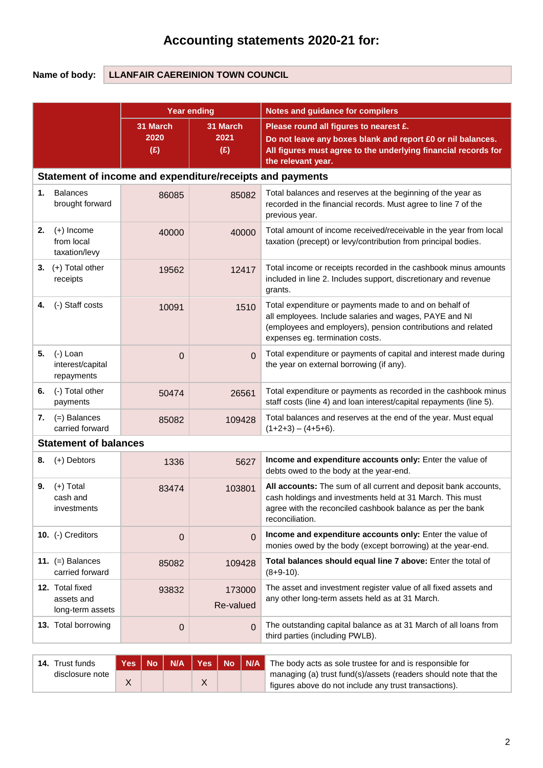# Accounting statements 2020-21 for:

**Name of body:** LLANFAIR CAEREINION TOWN COUNCIL

| | Year ending | | Notes and guidance for compilers |
|---|---|---|---|
| | 31 March 2020 (£) | 31 March 2021 (£) | **Please round all figures to nearest £. Do not leave any boxes blank and report £0 or nil balances. All figures must agree to the underlying financial records for the relevant year.** |
| **Statement of income and expenditure/receipts and payments** | | | |
| **1.** Balances brought forward | 86085 | 85082 | Total balances and reserves at the beginning of the year as recorded in the financial records. Must agree to line 7 of the previous year. |
| **2.** (+) Income from local taxation/levy | 40000 | 40000 | Total amount of income received/receivable in the year from local taxation (precept) or levy/contribution from principal bodies. |
| **3.** (+) Total other receipts | 19562 | 12417 | Total income or receipts recorded in the cashbook minus amounts included in line 2. Includes support, discretionary and revenue grants. |
| **4.** (-) Staff costs | 10091 | 1510 | Total expenditure or payments made to and on behalf of all employees. Include salaries and wages, PAYE and NI (employees and employers), pension contributions and related expenses eg. termination costs. |
| **5.** (-) Loan interest/capital repayments | 0 | 0 | Total expenditure or payments of capital and interest made during the year on external borrowing (if any). |
| **6.** (-) Total other payments | 50474 | 26561 | Total expenditure or payments as recorded in the cashbook minus staff costs (line 4) and loan interest/capital repayments (line 5). |
| **7.** (=) Balances carried forward | 85082 | 109428 | Total balances and reserves at the end of the year. Must equal (1+2+3) – (4+5+6). |
| **Statement of balances** | | | |
| **8.** (+) Debtors | 1336 | 5627 | **Income and expenditure accounts only:** Enter the value of debts owed to the body at the year-end. |
| **9.** (+) Total cash and investments | 83474 | 103801 | **All accounts:** The sum of all current and deposit bank accounts, cash holdings and investments held at 31 March. This must agree with the reconciled cashbook balance as per the bank reconciliation. |
| **10.** (-) Creditors | 0 | 0 | **Income and expenditure accounts only:** Enter the value of monies owed by the body (except borrowing) at the year-end. |
| **11.** (=) Balances carried forward | 85082 | 109428 | **Total balances should equal line 7 above:** Enter the total of (8+9-10). |
| **12.** Total fixed assets and long-term assets | 93832 | 173000 Re-valued | The asset and investment register value of all fixed assets and any other long-term assets held as at 31 March. |
| **13.** Total borrowing | 0 | 0 | The outstanding capital balance as at 31 March of all loans from third parties (including PWLB). |

| | Yes | No | N/A | Yes | No | N/A | |
|---|---|---|---|---|---|---|---|
| **14.** Trust funds disclosure note | X | | | X | | | The body acts as sole trustee for and is responsible for managing (a) trust fund(s)/assets (readers should note that the figures above do not include any trust transactions). |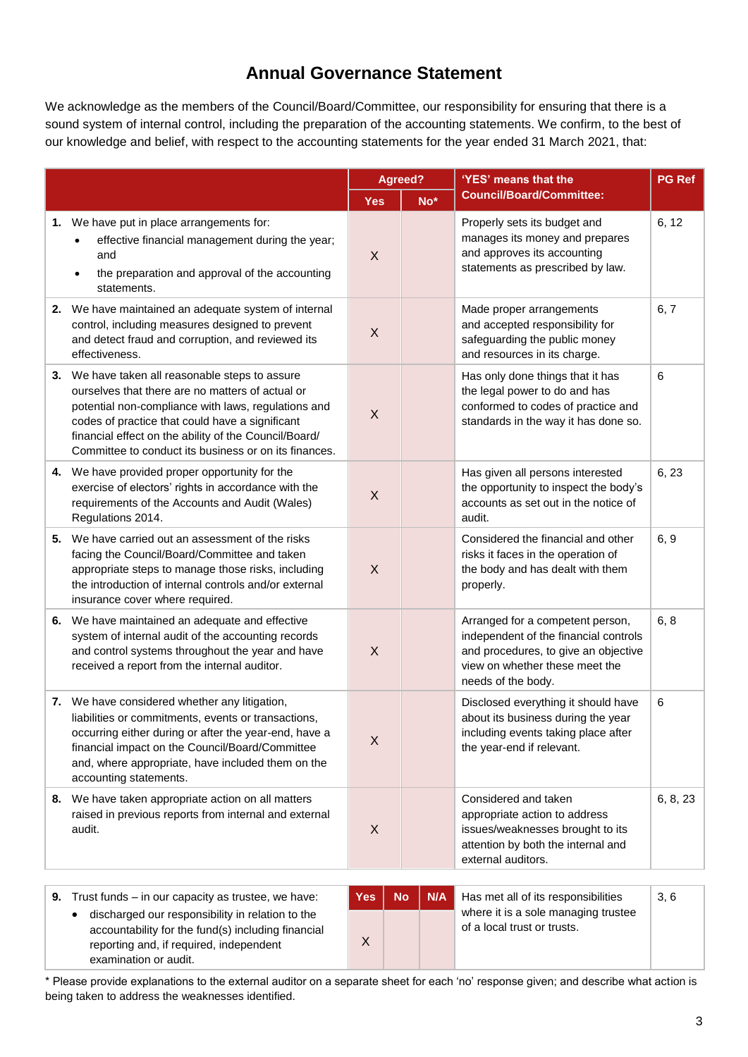# Annual Governance Statement

We acknowledge as the members of the Council/Board/Committee, our responsibility for ensuring that there is a sound system of internal control, including the preparation of the accounting statements. We confirm, to the best of our knowledge and belief, with respect to the accounting statements for the year ended 31 March 2021, that:

| | Agreed? | | 'YES' means that the Council/Board/Committee: | PG Ref |
|---|---|---|---|---|
| | Yes | No* | | |
| **1.** We have put in place arrangements for:<br>• effective financial management during the year; and<br>• the preparation and approval of the accounting statements. | X | | Properly sets its budget and manages its money and prepares and approves its accounting statements as prescribed by law. | 6, 12 |
| **2.** We have maintained an adequate system of internal control, including measures designed to prevent and detect fraud and corruption, and reviewed its effectiveness. | X | | Made proper arrangements and accepted responsibility for safeguarding the public money and resources in its charge. | 6, 7 |
| **3.** We have taken all reasonable steps to assure ourselves that there are no matters of actual or potential non-compliance with laws, regulations and codes of practice that could have a significant financial effect on the ability of the Council/Board/ Committee to conduct its business or on its finances. | X | | Has only done things that it has the legal power to do and has conformed to codes of practice and standards in the way it has done so. | 6 |
| **4.** We have provided proper opportunity for the exercise of electors' rights in accordance with the requirements of the Accounts and Audit (Wales) Regulations 2014. | X | | Has given all persons interested the opportunity to inspect the body's accounts as set out in the notice of audit. | 6, 23 |
| **5.** We have carried out an assessment of the risks facing the Council/Board/Committee and taken appropriate steps to manage those risks, including the introduction of internal controls and/or external insurance cover where required. | X | | Considered the financial and other risks it faces in the operation of the body and has dealt with them properly. | 6, 9 |
| **6.** We have maintained an adequate and effective system of internal audit of the accounting records and control systems throughout the year and have received a report from the internal auditor. | X | | Arranged for a competent person, independent of the financial controls and procedures, to give an objective view on whether these meet the needs of the body. | 6, 8 |
| **7.** We have considered whether any litigation, liabilities or commitments, events or transactions, occurring either during or after the year-end, have a financial impact on the Council/Board/Committee and, where appropriate, have included them on the accounting statements. | X | | Disclosed everything it should have about its business during the year including events taking place after the year-end if relevant. | 6 |
| **8.** We have taken appropriate action on all matters raised in previous reports from internal and external audit. | X | | Considered and taken appropriate action to address issues/weaknesses brought to its attention by both the internal and external auditors. | 6, 8, 23 |

| | Yes | No | N/A | | |
|---|---|---|---|---|---|
| **9.** Trust funds – in our capacity as trustee, we have:<br>• discharged our responsibility in relation to the accountability for the fund(s) including financial reporting and, if required, independent examination or audit. | X | | | Has met all of its responsibilities where it is a sole managing trustee of a local trust or trusts. | 3, 6 |

\* Please provide explanations to the external auditor on a separate sheet for each 'no' response given; and describe what action is being taken to address the weaknesses identified.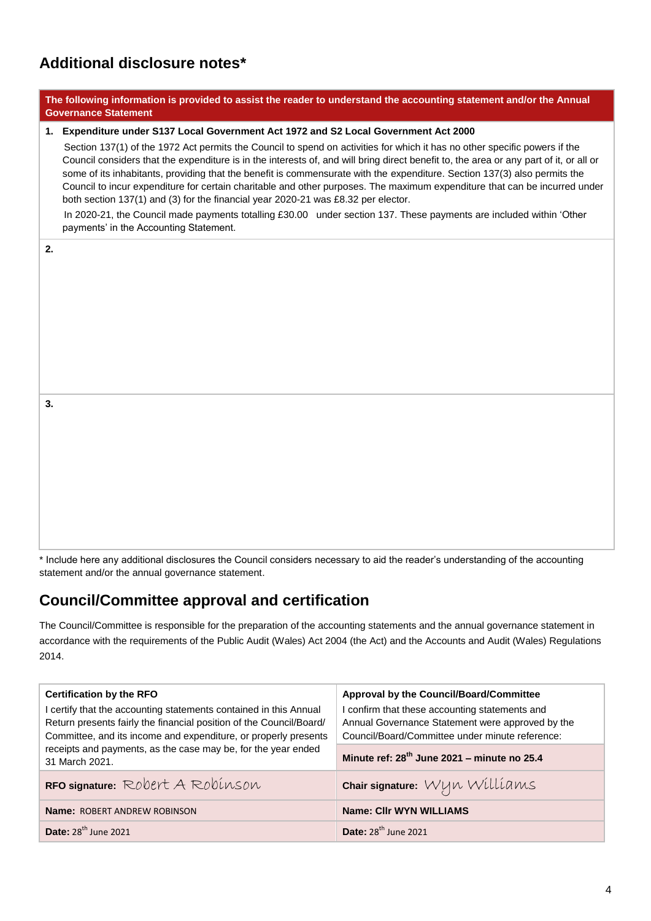## Additional disclosure notes*

| The following information is provided to assist the reader to understand the accounting statement and/or the Annual Governance Statement |
|---|
| **1. Expenditure under S137 Local Government Act 1972 and S2 Local Government Act 2000**<br><br>Section 137(1) of the 1972 Act permits the Council to spend on activities for which it has no other specific powers if the Council considers that the expenditure is in the interests of, and will bring direct benefit to, the area or any part of it, or all or some of its inhabitants, providing that the benefit is commensurate with the expenditure. Section 137(3) also permits the Council to incur expenditure for certain charitable and other purposes. The maximum expenditure that can be incurred under both section 137(1) and (3) for the financial year 2020-21 was £8.32 per elector.<br><br>In 2020-21, the Council made payments totalling £30.00 under section 137. These payments are included within 'Other payments' in the Accounting Statement. |
| **2.** |
| **3.** |

* Include here any additional disclosures the Council considers necessary to aid the reader's understanding of the accounting statement and/or the annual governance statement.

## Council/Committee approval and certification

The Council/Committee is responsible for the preparation of the accounting statements and the annual governance statement in accordance with the requirements of the Public Audit (Wales) Act 2004 (the Act) and the Accounts and Audit (Wales) Regulations 2014.

| **Certification by the RFO** | **Approval by the Council/Board/Committee** |
|---|---|
| I certify that the accounting statements contained in this Annual Return presents fairly the financial position of the Council/Board/ Committee, and its income and expenditure, or properly presents receipts and payments, as the case may be, for the year ended 31 March 2021. | I confirm that these accounting statements and Annual Governance Statement were approved by the Council/Board/Committee under minute reference:<br><br>**Minute ref: 28th June 2021 – minute no 25.4** |
| **RFO signature:** Robert A Robinson | **Chair signature:** Wyn Williams |
| **Name:** ROBERT ANDREW ROBINSON | **Name: Cllr WYN WILLIAMS** |
| **Date:** 28th June 2021 | **Date:** 28th June 2021 |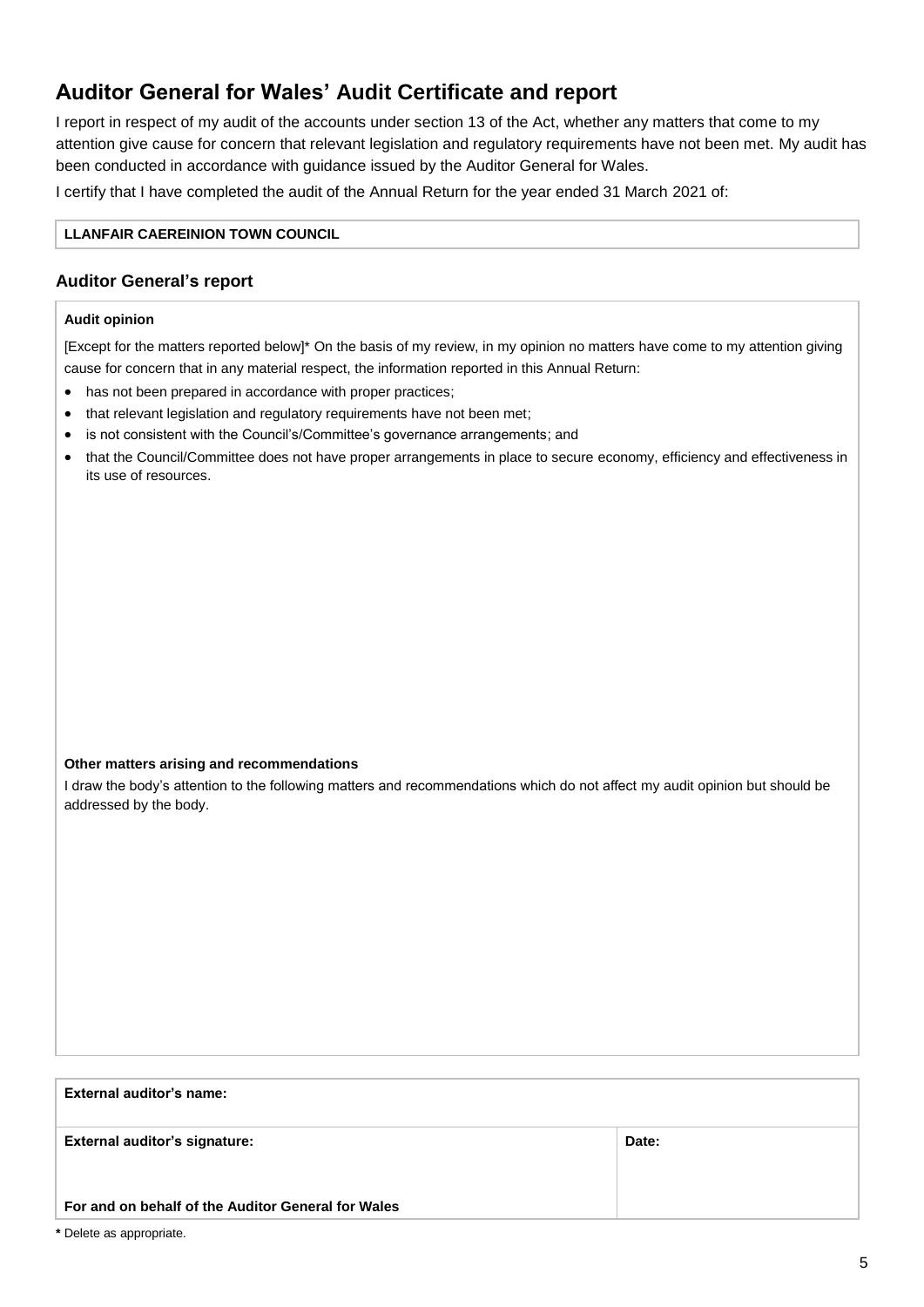# Auditor General for Wales' Audit Certificate and report

I report in respect of my audit of the accounts under section 13 of the Act, whether any matters that come to my attention give cause for concern that relevant legislation and regulatory requirements have not been met. My audit has been conducted in accordance with guidance issued by the Auditor General for Wales.

I certify that I have completed the audit of the Annual Return for the year ended 31 March 2021 of:

| **LLANFAIR CAEREINION TOWN COUNCIL** |
|---|

## Auditor General's report

**Audit opinion**

[Except for the matters reported below]* On the basis of my review, in my opinion no matters have come to my attention giving cause for concern that in any material respect, the information reported in this Annual Return:

- has not been prepared in accordance with proper practices;
- that relevant legislation and regulatory requirements have not been met;
- is not consistent with the Council's/Committee's governance arrangements; and
- that the Council/Committee does not have proper arrangements in place to secure economy, efficiency and effectiveness in its use of resources.

**Other matters arising and recommendations**

I draw the body's attention to the following matters and recommendations which do not affect my audit opinion but should be addressed by the body.

| **External auditor's name:** | |
|---|---|
| **External auditor's signature:**<br><br>**For and on behalf of the Auditor General for Wales** | **Date:** |

**\*** Delete as appropriate.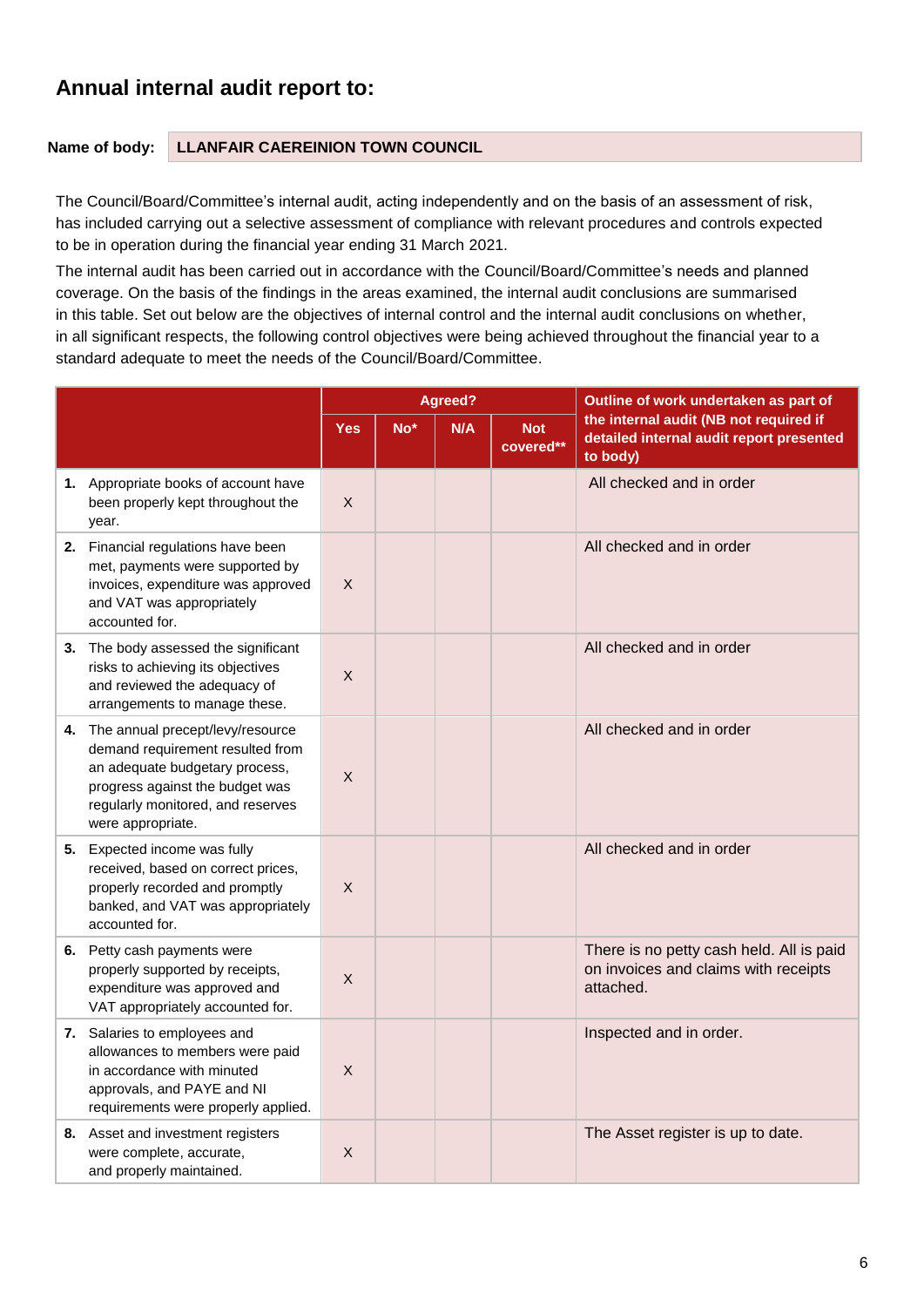## Annual internal audit report to:

**Name of body:** **LLANFAIR CAEREINION TOWN COUNCIL**

The Council/Board/Committee's internal audit, acting independently and on the basis of an assessment of risk, has included carrying out a selective assessment of compliance with relevant procedures and controls expected to be in operation during the financial year ending 31 March 2021.

The internal audit has been carried out in accordance with the Council/Board/Committee's needs and planned coverage. On the basis of the findings in the areas examined, the internal audit conclusions are summarised in this table. Set out below are the objectives of internal control and the internal audit conclusions on whether, in all significant respects, the following control objectives were being achieved throughout the financial year to a standard adequate to meet the needs of the Council/Board/Committee.

| | Agreed? | | | | Outline of work undertaken as part of the internal audit (NB not required if detailed internal audit report presented to body) |
|---|---|---|---|---|---|
| | **Yes** | **No*** | **N/A** | **Not covered**** | |
| **1.** Appropriate books of account have been properly kept throughout the year. | X | | | | All checked and in order |
| **2.** Financial regulations have been met, payments were supported by invoices, expenditure was approved and VAT was appropriately accounted for. | X | | | | All checked and in order |
| **3.** The body assessed the significant risks to achieving its objectives and reviewed the adequacy of arrangements to manage these. | X | | | | All checked and in order |
| **4.** The annual precept/levy/resource demand requirement resulted from an adequate budgetary process, progress against the budget was regularly monitored, and reserves were appropriate. | X | | | | All checked and in order |
| **5.** Expected income was fully received, based on correct prices, properly recorded and promptly banked, and VAT was appropriately accounted for. | X | | | | All checked and in order |
| **6.** Petty cash payments were properly supported by receipts, expenditure was approved and VAT appropriately accounted for. | X | | | | There is no petty cash held. All is paid on invoices and claims with receipts attached. |
| **7.** Salaries to employees and allowances to members were paid in accordance with minuted approvals, and PAYE and NI requirements were properly applied. | X | | | | Inspected and in order. |
| **8.** Asset and investment registers were complete, accurate, and properly maintained. | X | | | | The Asset register is up to date. |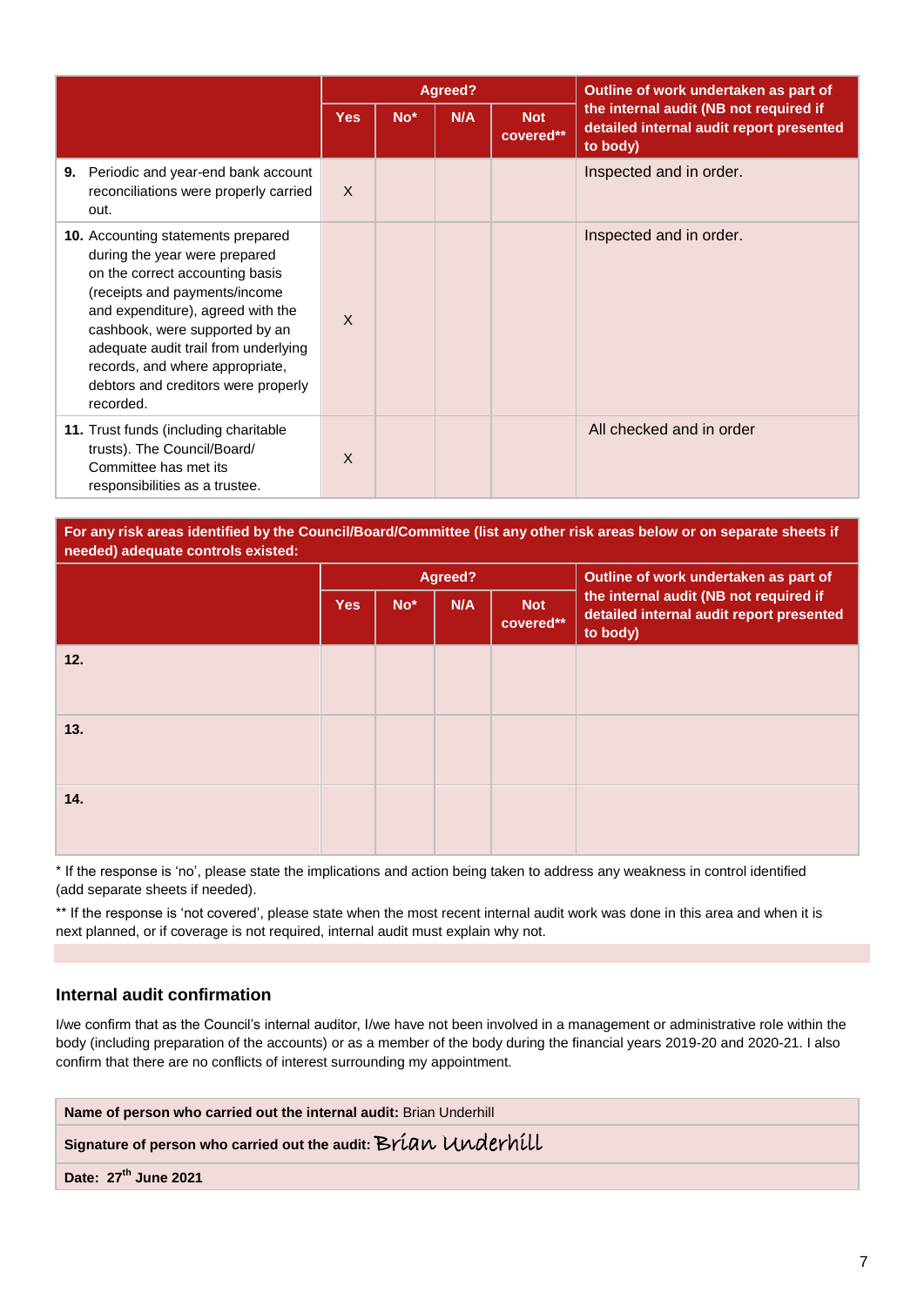| | Agreed? | | | | Outline of work undertaken as part of the internal audit (NB not required if detailed internal audit report presented to body) |
|---|---|---|---|---|---|
| | Yes | No* | N/A | Not covered** | |
| **9.** Periodic and year-end bank account reconciliations were properly carried out. | X | | | | Inspected and in order. |
| **10.** Accounting statements prepared during the year were prepared on the correct accounting basis (receipts and payments/income and expenditure), agreed with the cashbook, were supported by an adequate audit trail from underlying records, and where appropriate, debtors and creditors were properly recorded. | X | | | | Inspected and in order. |
| **11.** Trust funds (including charitable trusts). The Council/Board/ Committee has met its responsibilities as a trustee. | X | | | | All checked and in order |

**For any risk areas identified by the Council/Board/Committee (list any other risk areas below or on separate sheets if needed) adequate controls existed:**

| | Agreed? | | | | Outline of work undertaken as part of the internal audit (NB not required if detailed internal audit report presented to body) |
|---|---|---|---|---|---|
| | Yes | No* | N/A | Not covered** | |
| **12.** | | | | | |
| **13.** | | | | | |
| **14.** | | | | | |

\* If the response is 'no', please state the implications and action being taken to address any weakness in control identified (add separate sheets if needed).

\*\* If the response is 'not covered', please state when the most recent internal audit work was done in this area and when it is next planned, or if coverage is not required, internal audit must explain why not.

## Internal audit confirmation

I/we confirm that as the Council's internal auditor, I/we have not been involved in a management or administrative role within the body (including preparation of the accounts) or as a member of the body during the financial years 2019-20 and 2020-21. I also confirm that there are no conflicts of interest surrounding my appointment.

| **Name of person who carried out the internal audit:** Brian Underhill |
|---|
| **Signature of person who carried out the audit:** Brian Underhill |
| **Date: 27th June 2021** |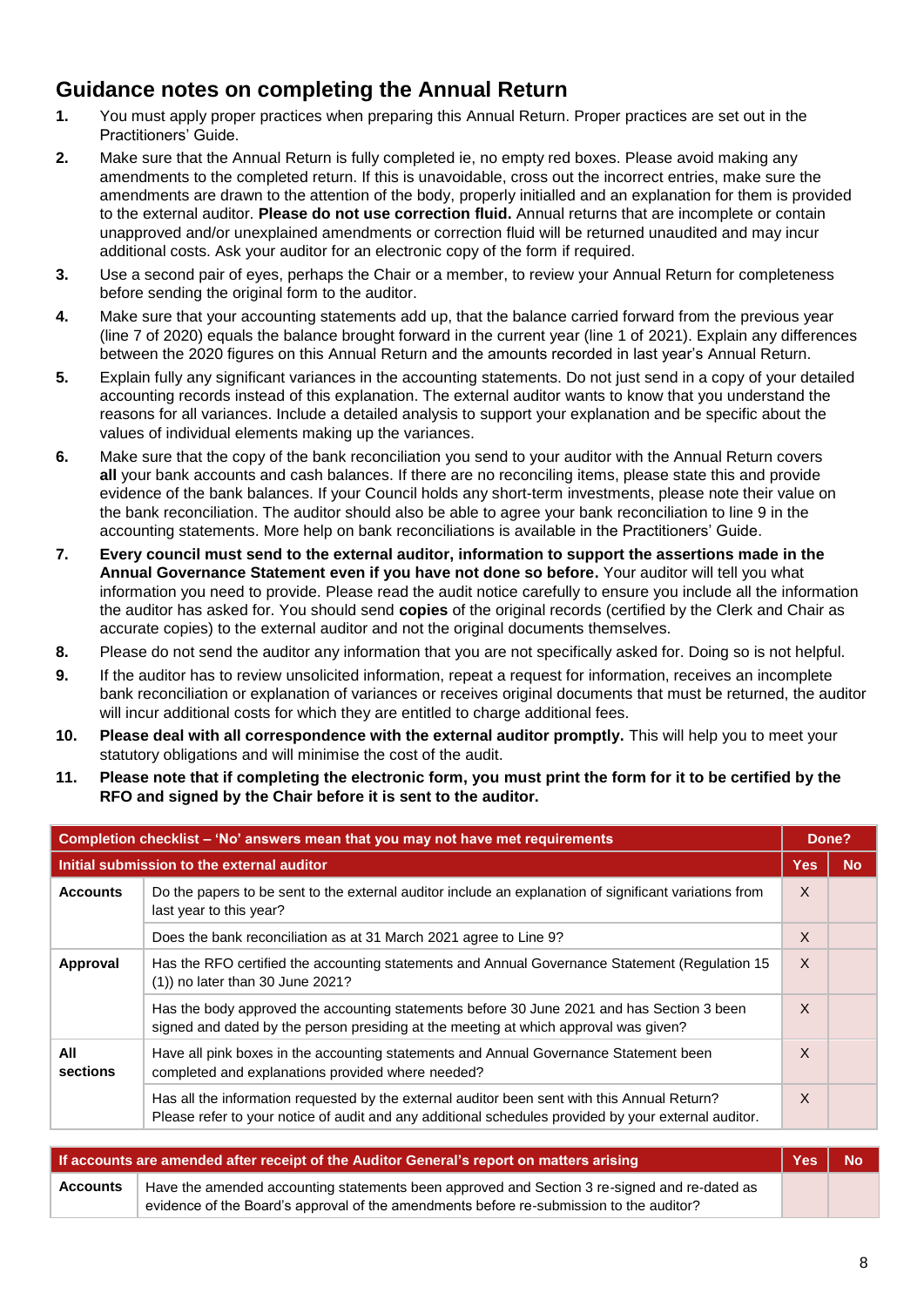## Guidance notes on completing the Annual Return

1. You must apply proper practices when preparing this Annual Return. Proper practices are set out in the Practitioners' Guide.
2. Make sure that the Annual Return is fully completed ie, no empty red boxes. Please avoid making any amendments to the completed return. If this is unavoidable, cross out the incorrect entries, make sure the amendments are drawn to the attention of the body, properly initialled and an explanation for them is provided to the external auditor. **Please do not use correction fluid.** Annual returns that are incomplete or contain unapproved and/or unexplained amendments or correction fluid will be returned unaudited and may incur additional costs. Ask your auditor for an electronic copy of the form if required.
3. Use a second pair of eyes, perhaps the Chair or a member, to review your Annual Return for completeness before sending the original form to the auditor.
4. Make sure that your accounting statements add up, that the balance carried forward from the previous year (line 7 of 2020) equals the balance brought forward in the current year (line 1 of 2021). Explain any differences between the 2020 figures on this Annual Return and the amounts recorded in last year's Annual Return.
5. Explain fully any significant variances in the accounting statements. Do not just send in a copy of your detailed accounting records instead of this explanation. The external auditor wants to know that you understand the reasons for all variances. Include a detailed analysis to support your explanation and be specific about the values of individual elements making up the variances.
6. Make sure that the copy of the bank reconciliation you send to your auditor with the Annual Return covers **all** your bank accounts and cash balances. If there are no reconciling items, please state this and provide evidence of the bank balances. If your Council holds any short-term investments, please note their value on the bank reconciliation. The auditor should also be able to agree your bank reconciliation to line 9 in the accounting statements. More help on bank reconciliations is available in the Practitioners' Guide.
7. **Every council must send to the external auditor, information to support the assertions made in the Annual Governance Statement even if you have not done so before.** Your auditor will tell you what information you need to provide. Please read the audit notice carefully to ensure you include all the information the auditor has asked for. You should send **copies** of the original records (certified by the Clerk and Chair as accurate copies) to the external auditor and not the original documents themselves.
8. Please do not send the auditor any information that you are not specifically asked for. Doing so is not helpful.
9. If the auditor has to review unsolicited information, repeat a request for information, receives an incomplete bank reconciliation or explanation of variances or receives original documents that must be returned, the auditor will incur additional costs for which they are entitled to charge additional fees.
10. **Please deal with all correspondence with the external auditor promptly.** This will help you to meet your statutory obligations and will minimise the cost of the audit.
11. **Please note that if completing the electronic form, you must print the form for it to be certified by the RFO and signed by the Chair before it is sent to the auditor.**

| Completion checklist – 'No' answers mean that you may not have met requirements | | Done? | |
|---|---|---|---|
| **Initial submission to the external auditor** | | **Yes** | **No** |
| **Accounts** | Do the papers to be sent to the external auditor include an explanation of significant variations from last year to this year? | X | |
| | Does the bank reconciliation as at 31 March 2021 agree to Line 9? | X | |
| **Approval** | Has the RFO certified the accounting statements and Annual Governance Statement (Regulation 15 (1)) no later than 30 June 2021? | X | |
| | Has the body approved the accounting statements before 30 June 2021 and has Section 3 been signed and dated by the person presiding at the meeting at which approval was given? | X | |
| **All sections** | Have all pink boxes in the accounting statements and Annual Governance Statement been completed and explanations provided where needed? | X | |
| | Has all the information requested by the external auditor been sent with this Annual Return? Please refer to your notice of audit and any additional schedules provided by your external auditor. | X | |

| If accounts are amended after receipt of the Auditor General's report on matters arising | | Yes | No |
|---|---|---|---|
| **Accounts** | Have the amended accounting statements been approved and Section 3 re-signed and re-dated as evidence of the Board's approval of the amendments before re-submission to the auditor? | | |